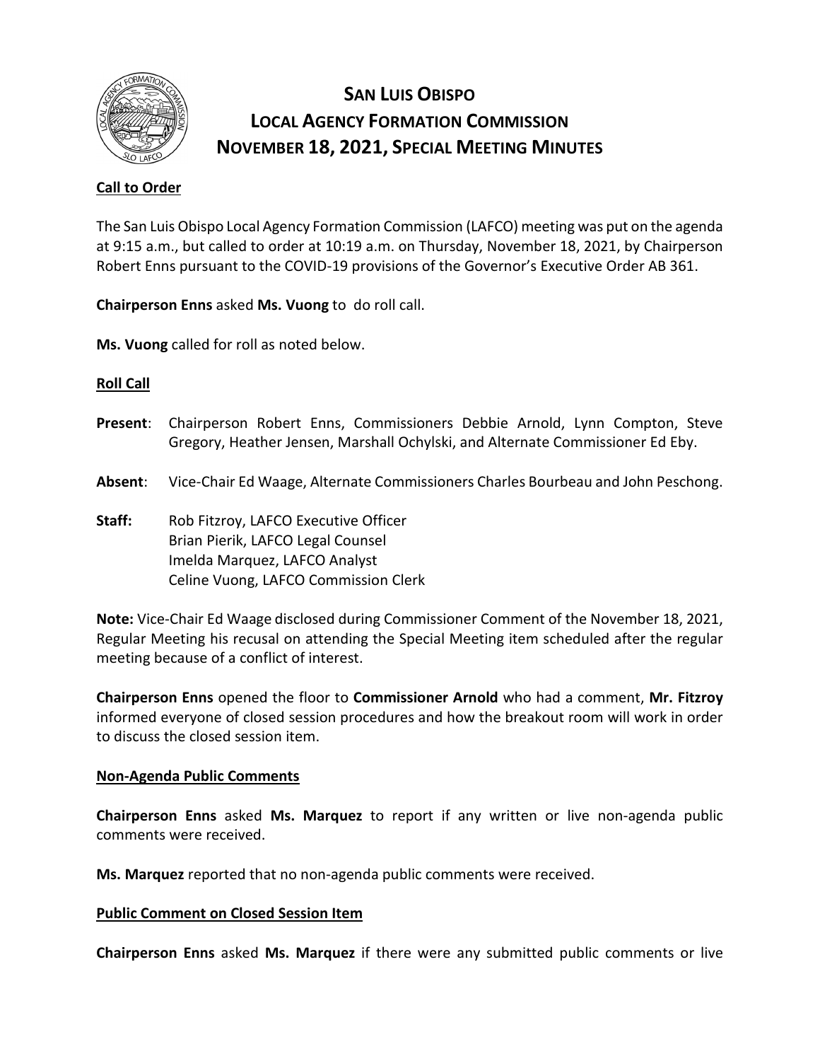# San Luis Obispo Local Agency Formation Commission November 18, 2021, Special Meeting Minutes

**Call to Order**

The San Luis Obispo Local Agency Formation Commission (LAFCO) meeting was put on the agenda at 9:15 a.m., but called to order at 10:19 a.m. on Thursday, November 18, 2021, by Chairperson Robert Enns pursuant to the COVID-19 provisions of the Governor's Executive Order AB 361.

**Chairperson Enns** asked **Ms. Vuong** to do roll call.

**Ms. Vuong** called for roll as noted below.

**Roll Call**

**Present**: Chairperson Robert Enns, Commissioners Debbie Arnold, Lynn Compton, Steve Gregory, Heather Jensen, Marshall Ochylski, and Alternate Commissioner Ed Eby.

**Absent**: Vice-Chair Ed Waage, Alternate Commissioners Charles Bourbeau and John Peschong.

**Staff:** Rob Fitzroy, LAFCO Executive Officer
Brian Pierik, LAFCO Legal Counsel
Imelda Marquez, LAFCO Analyst
Celine Vuong, LAFCO Commission Clerk

**Note:** Vice-Chair Ed Waage disclosed during Commissioner Comment of the November 18, 2021, Regular Meeting his recusal on attending the Special Meeting item scheduled after the regular meeting because of a conflict of interest.

**Chairperson Enns** opened the floor to **Commissioner Arnold** who had a comment, **Mr. Fitzroy** informed everyone of closed session procedures and how the breakout room will work in order to discuss the closed session item.

**Non-Agenda Public Comments**

**Chairperson Enns** asked **Ms. Marquez** to report if any written or live non-agenda public comments were received.

**Ms. Marquez** reported that no non-agenda public comments were received.

**Public Comment on Closed Session Item**

**Chairperson Enns** asked **Ms. Marquez** if there were any submitted public comments or live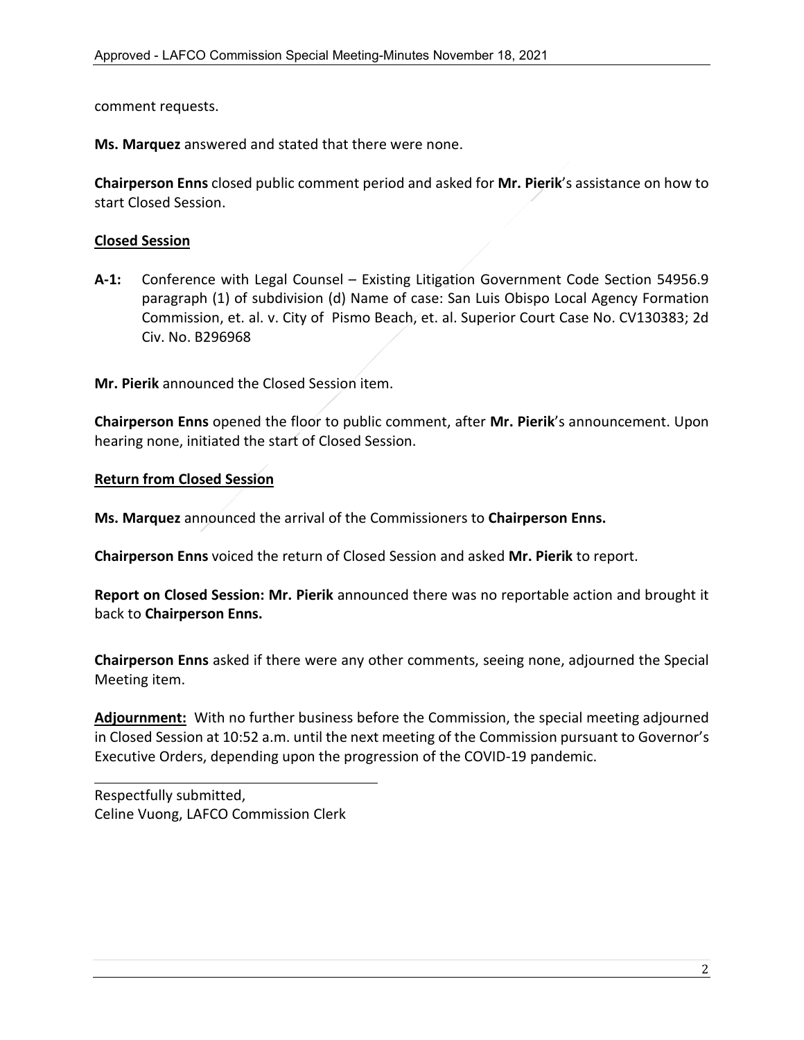comment requests.

**Ms. Marquez** answered and stated that there were none.

**Chairperson Enns** closed public comment period and asked for **Mr. Pierik**'s assistance on how to start Closed Session.

## Closed Session

**A-1:** Conference with Legal Counsel – Existing Litigation Government Code Section 54956.9 paragraph (1) of subdivision (d) Name of case: San Luis Obispo Local Agency Formation Commission, et. al. v. City of Pismo Beach, et. al. Superior Court Case No. CV130383; 2d Civ. No. B296968

**Mr. Pierik** announced the Closed Session item.

**Chairperson Enns** opened the floor to public comment, after **Mr. Pierik**'s announcement. Upon hearing none, initiated the start of Closed Session.

## Return from Closed Session

**Ms. Marquez** announced the arrival of the Commissioners to **Chairperson Enns.**

**Chairperson Enns** voiced the return of Closed Session and asked **Mr. Pierik** to report.

**Report on Closed Session: Mr. Pierik** announced there was no reportable action and brought it back to **Chairperson Enns.**

**Chairperson Enns** asked if there were any other comments, seeing none, adjourned the Special Meeting item.

**Adjournment:** With no further business before the Commission, the special meeting adjourned in Closed Session at 10:52 a.m. until the next meeting of the Commission pursuant to Governor's Executive Orders, depending upon the progression of the COVID-19 pandemic.

Respectfully submitted,
Celine Vuong, LAFCO Commission Clerk